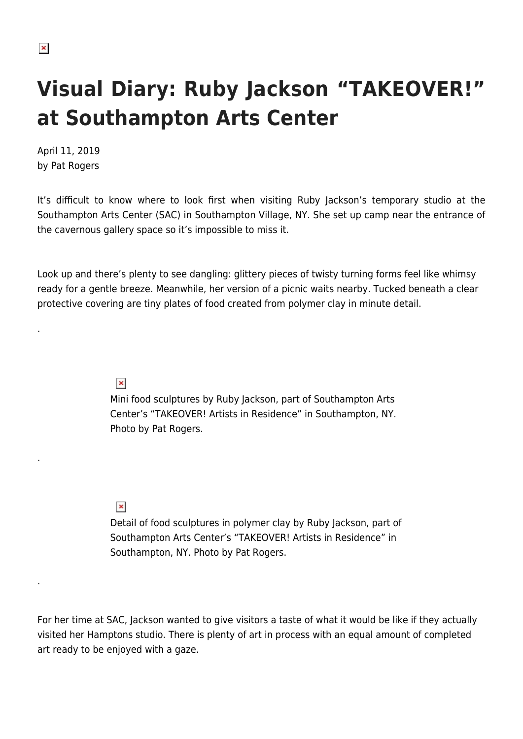# Visual Diary: Ruby Jackson "TAKEOVER!" at Southampton Arts Center

April 11, 2019
by Pat Rogers

It's difficult to know where to look first when visiting Ruby Jackson's temporary studio at the Southampton Arts Center (SAC) in Southampton Village, NY. She set up camp near the entrance of the cavernous gallery space so it's impossible to miss it.

Look up and there's plenty to see dangling: glittery pieces of twisty turning forms feel like whimsy ready for a gentle breeze. Meanwhile, her version of a picnic waits nearby. Tucked beneath a clear protective covering are tiny plates of food created from polymer clay in minute detail.

.

Mini food sculptures by Ruby Jackson, part of Southampton Arts Center's "TAKEOVER! Artists in Residence" in Southampton, NY. Photo by Pat Rogers.

.

Detail of food sculptures in polymer clay by Ruby Jackson, part of Southampton Arts Center's "TAKEOVER! Artists in Residence" in Southampton, NY. Photo by Pat Rogers.

.

For her time at SAC, Jackson wanted to give visitors a taste of what it would be like if they actually visited her Hamptons studio. There is plenty of art in process with an equal amount of completed art ready to be enjoyed with a gaze.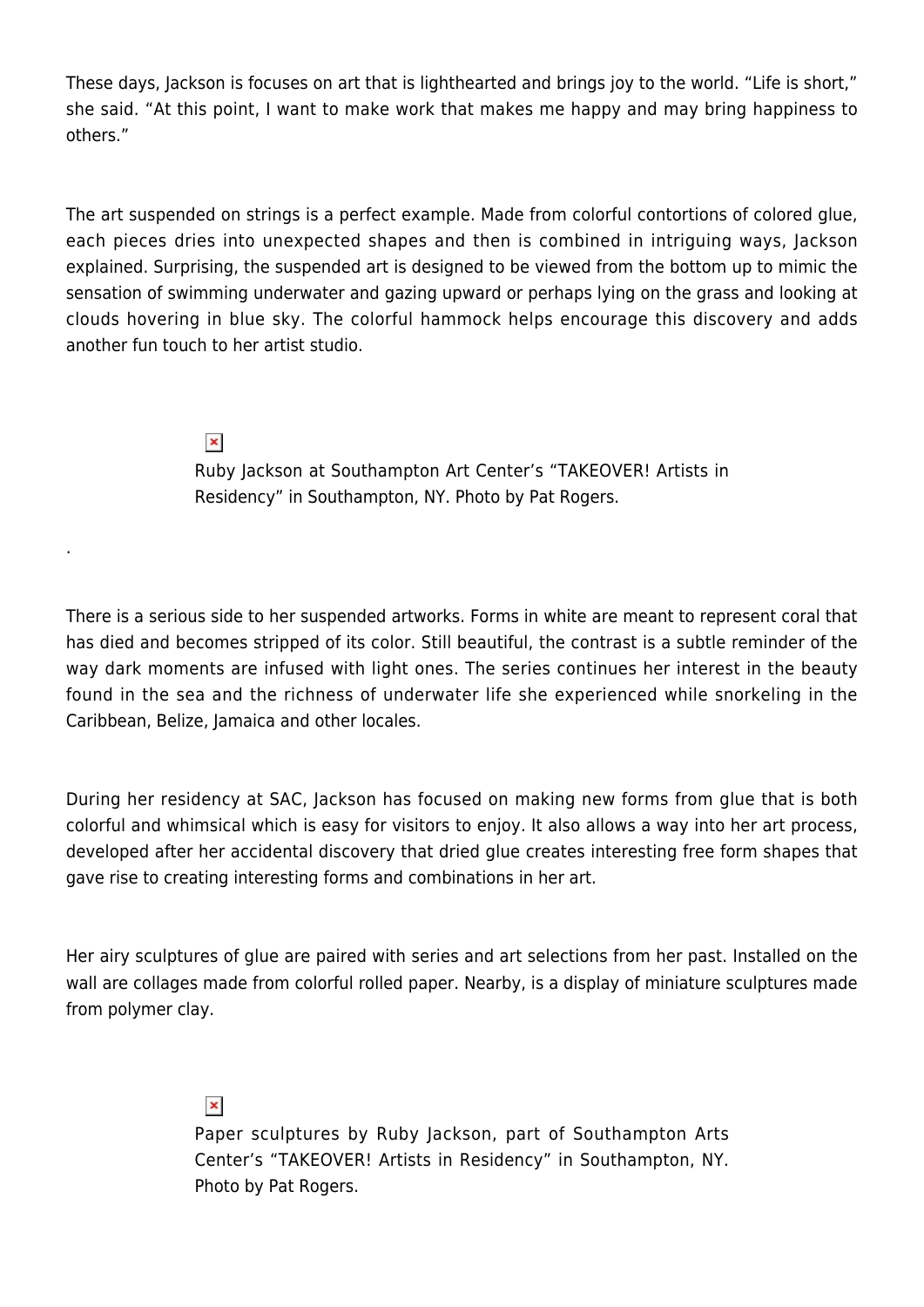These days, Jackson is focuses on art that is lighthearted and brings joy to the world. "Life is short," she said. "At this point, I want to make work that makes me happy and may bring happiness to others."

The art suspended on strings is a perfect example. Made from colorful contortions of colored glue, each pieces dries into unexpected shapes and then is combined in intriguing ways, Jackson explained. Surprising, the suspended art is designed to be viewed from the bottom up to mimic the sensation of swimming underwater and gazing upward or perhaps lying on the grass and looking at clouds hovering in blue sky. The colorful hammock helps encourage this discovery and adds another fun touch to her artist studio.

Ruby Jackson at Southampton Art Center's "TAKEOVER! Artists in Residency" in Southampton, NY. Photo by Pat Rogers.

.

There is a serious side to her suspended artworks. Forms in white are meant to represent coral that has died and becomes stripped of its color. Still beautiful, the contrast is a subtle reminder of the way dark moments are infused with light ones. The series continues her interest in the beauty found in the sea and the richness of underwater life she experienced while snorkeling in the Caribbean, Belize, Jamaica and other locales.

During her residency at SAC, Jackson has focused on making new forms from glue that is both colorful and whimsical which is easy for visitors to enjoy. It also allows a way into her art process, developed after her accidental discovery that dried glue creates interesting free form shapes that gave rise to creating interesting forms and combinations in her art.

Her airy sculptures of glue are paired with series and art selections from her past. Installed on the wall are collages made from colorful rolled paper. Nearby, is a display of miniature sculptures made from polymer clay.

Paper sculptures by Ruby Jackson, part of Southampton Arts Center's "TAKEOVER! Artists in Residency" in Southampton, NY. Photo by Pat Rogers.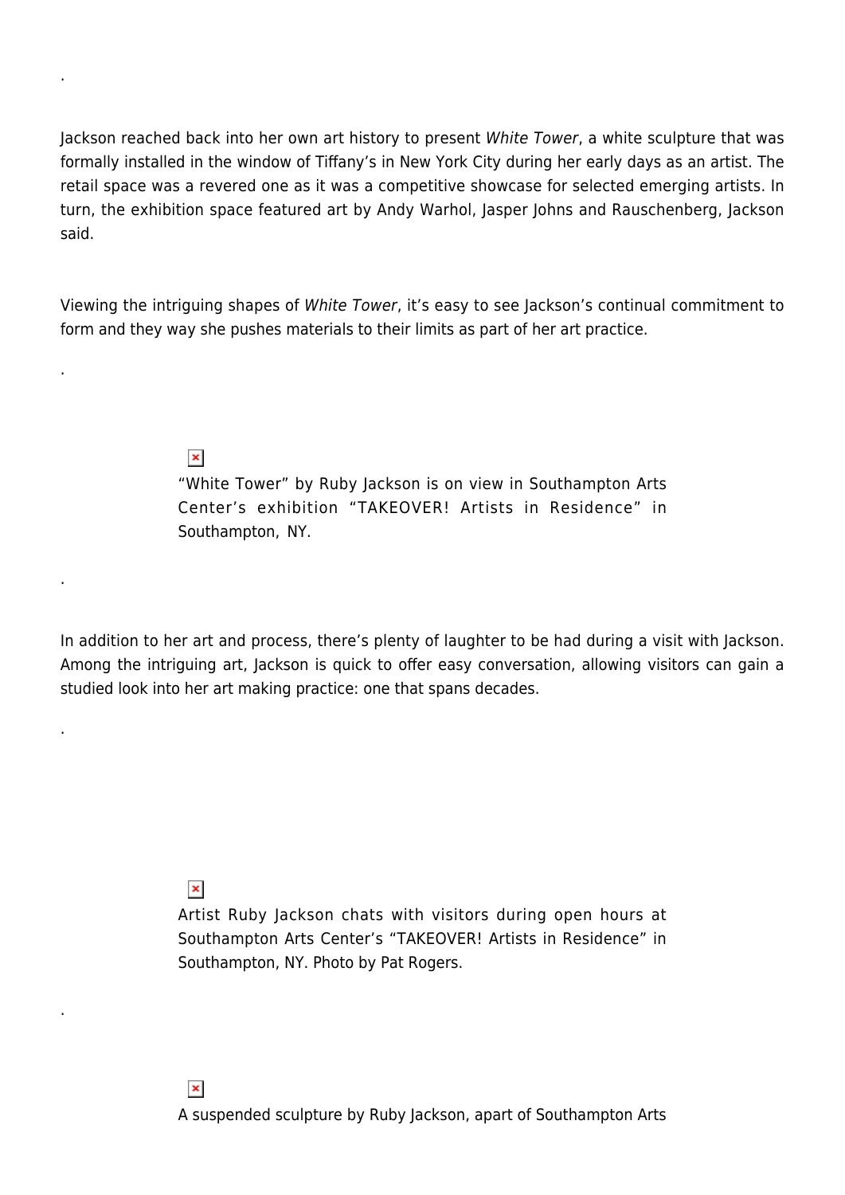.

Jackson reached back into her own art history to present *White Tower*, a white sculpture that was formally installed in the window of Tiffany's in New York City during her early days as an artist. The retail space was a revered one as it was a competitive showcase for selected emerging artists. In turn, the exhibition space featured art by Andy Warhol, Jasper Johns and Rauschenberg, Jackson said.

Viewing the intriguing shapes of *White Tower*, it's easy to see Jackson's continual commitment to form and they way she pushes materials to their limits as part of her art practice.

.

"White Tower" by Ruby Jackson is on view in Southampton Arts Center's exhibition "TAKEOVER! Artists in Residence" in Southampton, NY.

.

In addition to her art and process, there's plenty of laughter to be had during a visit with Jackson. Among the intriguing art, Jackson is quick to offer easy conversation, allowing visitors can gain a studied look into her art making practice: one that spans decades.

.

Artist Ruby Jackson chats with visitors during open hours at Southampton Arts Center's "TAKEOVER! Artists in Residence" in Southampton, NY. Photo by Pat Rogers.

.

A suspended sculpture by Ruby Jackson, apart of Southampton Arts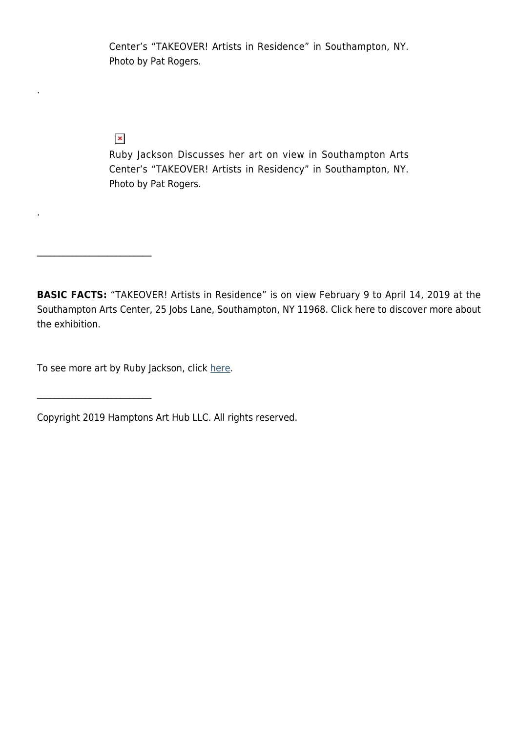Center's "TAKEOVER! Artists in Residence" in Southampton, NY. Photo by Pat Rogers.

.

Ruby Jackson Discusses her art on view in Southampton Arts Center's "TAKEOVER! Artists in Residency" in Southampton, NY. Photo by Pat Rogers.

.

________________________

**BASIC FACTS:** "TAKEOVER! Artists in Residence" is on view February 9 to April 14, 2019 at the Southampton Arts Center, 25 Jobs Lane, Southampton, NY 11968. Click here to discover more about the exhibition.

To see more art by Ruby Jackson, click here.

________________________

Copyright 2019 Hamptons Art Hub LLC. All rights reserved.